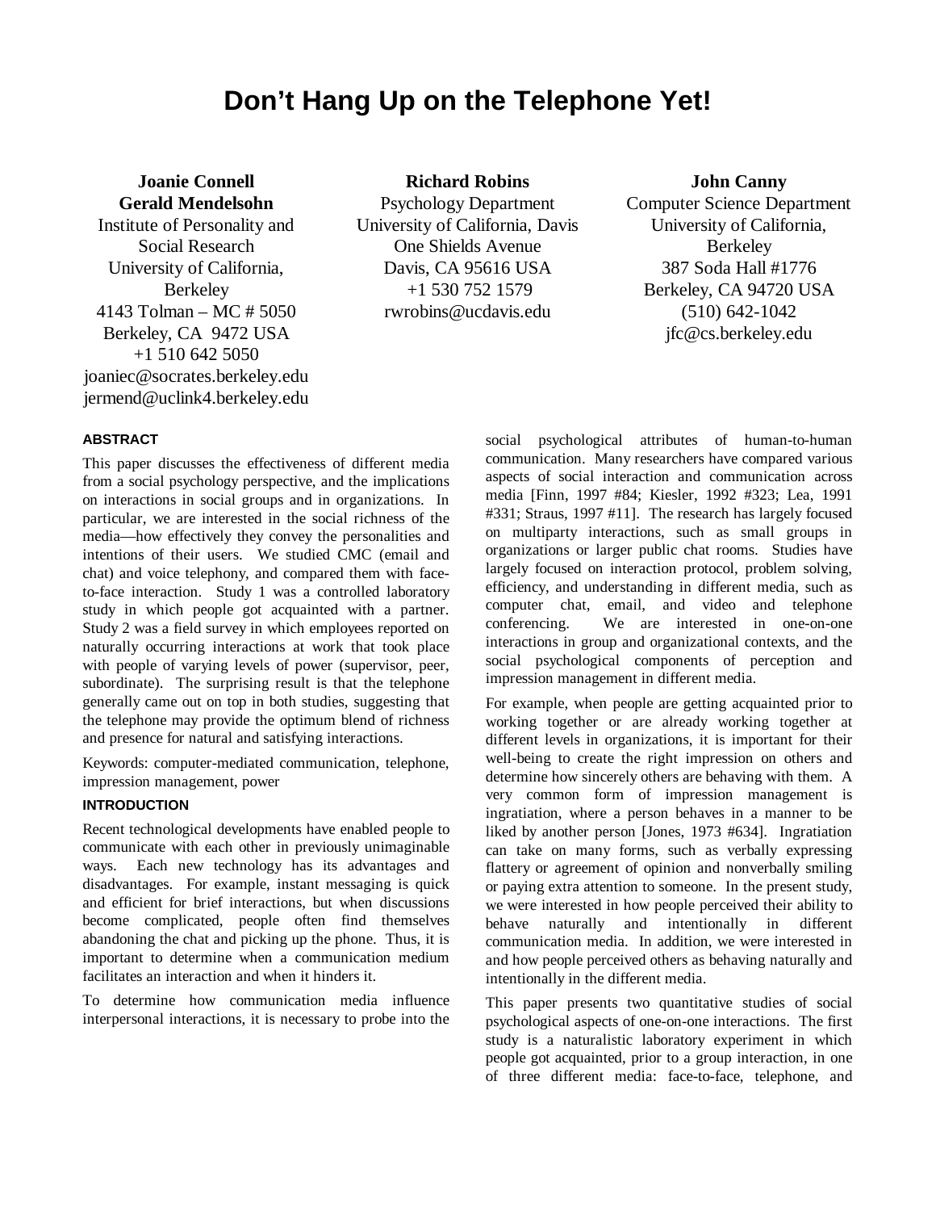# Don't Hang Up on the Telephone Yet!

**Joanie Connell**
**Gerald Mendelsohn**
Institute of Personality and Social Research
University of California, Berkeley
4143 Tolman – MC # 5050
Berkeley, CA 9472 USA
+1 510 642 5050
joaniec@socrates.berkeley.edu
jermend@uclink4.berkeley.edu

**Richard Robins**
Psychology Department
University of California, Davis
One Shields Avenue
Davis, CA 95616 USA
+1 530 752 1579
rwrobins@ucdavis.edu

**John Canny**
Computer Science Department
University of California, Berkeley
387 Soda Hall #1776
Berkeley, CA 94720 USA
(510) 642-1042
jfc@cs.berkeley.edu

## ABSTRACT

This paper discusses the effectiveness of different media from a social psychology perspective, and the implications on interactions in social groups and in organizations. In particular, we are interested in the social richness of the media—how effectively they convey the personalities and intentions of their users. We studied CMC (email and chat) and voice telephony, and compared them with face-to-face interaction. Study 1 was a controlled laboratory study in which people got acquainted with a partner. Study 2 was a field survey in which employees reported on naturally occurring interactions at work that took place with people of varying levels of power (supervisor, peer, subordinate). The surprising result is that the telephone generally came out on top in both studies, suggesting that the telephone may provide the optimum blend of richness and presence for natural and satisfying interactions.

Keywords: computer-mediated communication, telephone, impression management, power

## INTRODUCTION

Recent technological developments have enabled people to communicate with each other in previously unimaginable ways. Each new technology has its advantages and disadvantages. For example, instant messaging is quick and efficient for brief interactions, but when discussions become complicated, people often find themselves abandoning the chat and picking up the phone. Thus, it is important to determine when a communication medium facilitates an interaction and when it hinders it.

To determine how communication media influence interpersonal interactions, it is necessary to probe into the social psychological attributes of human-to-human communication. Many researchers have compared various aspects of social interaction and communication across media [Finn, 1997 #84; Kiesler, 1992 #323; Lea, 1991 #331; Straus, 1997 #11]. The research has largely focused on multiparty interactions, such as small groups in organizations or larger public chat rooms. Studies have largely focused on interaction protocol, problem solving, efficiency, and understanding in different media, such as computer chat, email, and video and telephone conferencing. We are interested in one-on-one interactions in group and organizational contexts, and the social psychological components of perception and impression management in different media.

For example, when people are getting acquainted prior to working together or are already working together at different levels in organizations, it is important for their well-being to create the right impression on others and determine how sincerely others are behaving with them. A very common form of impression management is ingratiation, where a person behaves in a manner to be liked by another person [Jones, 1973 #634]. Ingratiation can take on many forms, such as verbally expressing flattery or agreement of opinion and nonverbally smiling or paying extra attention to someone. In the present study, we were interested in how people perceived their ability to behave naturally and intentionally in different communication media. In addition, we were interested in and how people perceived others as behaving naturally and intentionally in the different media.

This paper presents two quantitative studies of social psychological aspects of one-on-one interactions. The first study is a naturalistic laboratory experiment in which people got acquainted, prior to a group interaction, in one of three different media: face-to-face, telephone, and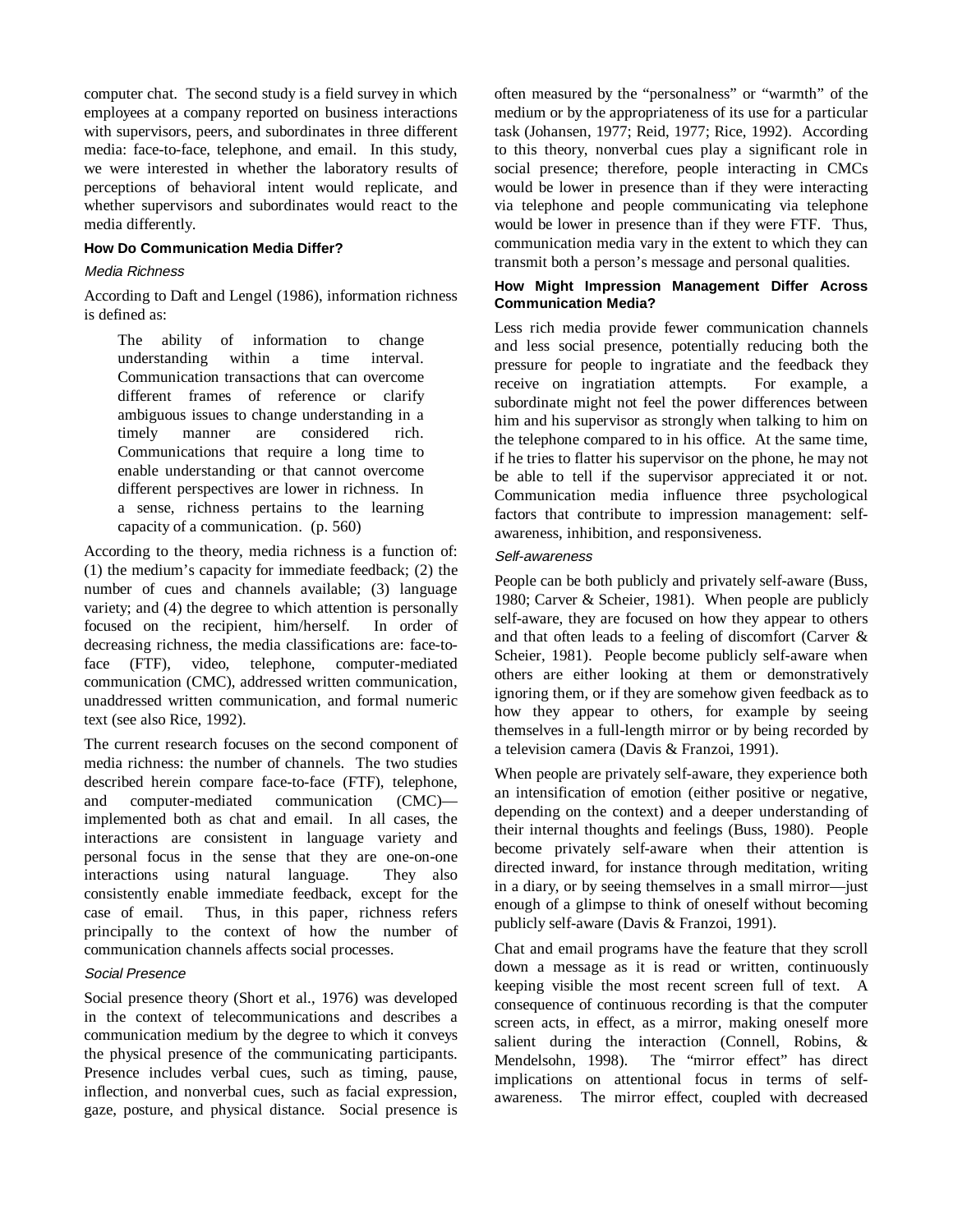computer chat. The second study is a field survey in which employees at a company reported on business interactions with supervisors, peers, and subordinates in three different media: face-to-face, telephone, and email. In this study, we were interested in whether the laboratory results of perceptions of behavioral intent would replicate, and whether supervisors and subordinates would react to the media differently.

### How Do Communication Media Differ?

#### *Media Richness*

According to Daft and Lengel (1986), information richness is defined as:

> The ability of information to change understanding within a time interval. Communication transactions that can overcome different frames of reference or clarify ambiguous issues to change understanding in a timely manner are considered rich. Communications that require a long time to enable understanding or that cannot overcome different perspectives are lower in richness. In a sense, richness pertains to the learning capacity of a communication. (p. 560)

According to the theory, media richness is a function of: (1) the medium's capacity for immediate feedback; (2) the number of cues and channels available; (3) language variety; and (4) the degree to which attention is personally focused on the recipient, him/herself. In order of decreasing richness, the media classifications are: face-to-face (FTF), video, telephone, computer-mediated communication (CMC), addressed written communication, unaddressed written communication, and formal numeric text (see also Rice, 1992).

The current research focuses on the second component of media richness: the number of channels. The two studies described herein compare face-to-face (FTF), telephone, and computer-mediated communication (CMC)—implemented both as chat and email. In all cases, the interactions are consistent in language variety and personal focus in the sense that they are one-on-one interactions using natural language. They also consistently enable immediate feedback, except for the case of email. Thus, in this paper, richness refers principally to the context of how the number of communication channels affects social processes.

#### *Social Presence*

Social presence theory (Short et al., 1976) was developed in the context of telecommunications and describes a communication medium by the degree to which it conveys the physical presence of the communicating participants. Presence includes verbal cues, such as timing, pause, inflection, and nonverbal cues, such as facial expression, gaze, posture, and physical distance. Social presence is often measured by the "personalness" or "warmth" of the medium or by the appropriateness of its use for a particular task (Johansen, 1977; Reid, 1977; Rice, 1992). According to this theory, nonverbal cues play a significant role in social presence; therefore, people interacting in CMCs would be lower in presence than if they were interacting via telephone and people communicating via telephone would be lower in presence than if they were FTF. Thus, communication media vary in the extent to which they can transmit both a person's message and personal qualities.

### How Might Impression Management Differ Across Communication Media?

Less rich media provide fewer communication channels and less social presence, potentially reducing both the pressure for people to ingratiate and the feedback they receive on ingratiation attempts. For example, a subordinate might not feel the power differences between him and his supervisor as strongly when talking to him on the telephone compared to in his office. At the same time, if he tries to flatter his supervisor on the phone, he may not be able to tell if the supervisor appreciated it or not. Communication media influence three psychological factors that contribute to impression management: self-awareness, inhibition, and responsiveness.

#### *Self-awareness*

People can be both publicly and privately self-aware (Buss, 1980; Carver & Scheier, 1981). When people are publicly self-aware, they are focused on how they appear to others and that often leads to a feeling of discomfort (Carver & Scheier, 1981). People become publicly self-aware when others are either looking at them or demonstratively ignoring them, or if they are somehow given feedback as to how they appear to others, for example by seeing themselves in a full-length mirror or by being recorded by a television camera (Davis & Franzoi, 1991).

When people are privately self-aware, they experience both an intensification of emotion (either positive or negative, depending on the context) and a deeper understanding of their internal thoughts and feelings (Buss, 1980). People become privately self-aware when their attention is directed inward, for instance through meditation, writing in a diary, or by seeing themselves in a small mirror—just enough of a glimpse to think of oneself without becoming publicly self-aware (Davis & Franzoi, 1991).

Chat and email programs have the feature that they scroll down a message as it is read or written, continuously keeping visible the most recent screen full of text. A consequence of continuous recording is that the computer screen acts, in effect, as a mirror, making oneself more salient during the interaction (Connell, Robins, & Mendelsohn, 1998). The "mirror effect" has direct implications on attentional focus in terms of self-awareness. The mirror effect, coupled with decreased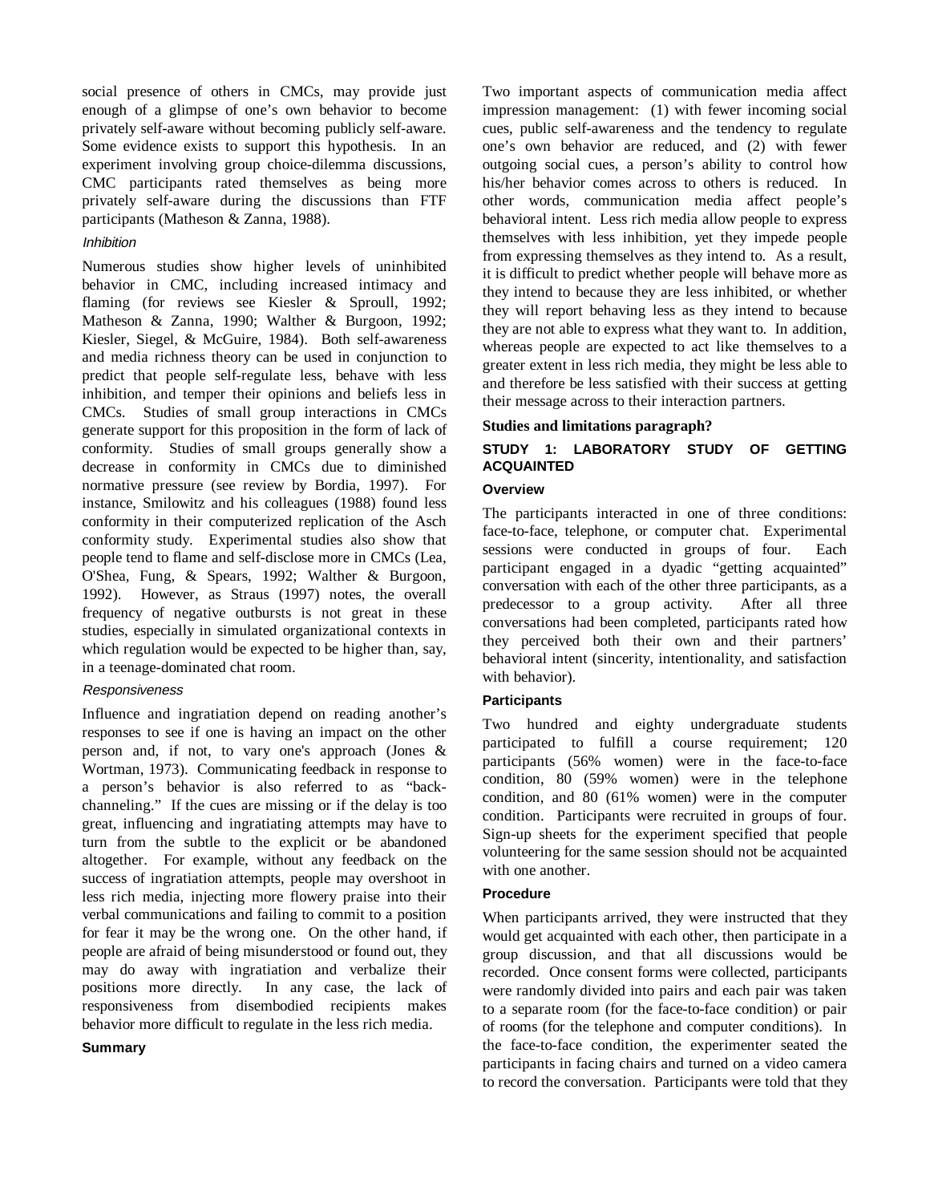social presence of others in CMCs, may provide just enough of a glimpse of one's own behavior to become privately self-aware without becoming publicly self-aware. Some evidence exists to support this hypothesis. In an experiment involving group choice-dilemma discussions, CMC participants rated themselves as being more privately self-aware during the discussions than FTF participants (Matheson & Zanna, 1988).

#### *Inhibition*

Numerous studies show higher levels of uninhibited behavior in CMC, including increased intimacy and flaming (for reviews see Kiesler & Sproull, 1992; Matheson & Zanna, 1990; Walther & Burgoon, 1992; Kiesler, Siegel, & McGuire, 1984). Both self-awareness and media richness theory can be used in conjunction to predict that people self-regulate less, behave with less inhibition, and temper their opinions and beliefs less in CMCs. Studies of small group interactions in CMCs generate support for this proposition in the form of lack of conformity. Studies of small groups generally show a decrease in conformity in CMCs due to diminished normative pressure (see review by Bordia, 1997). For instance, Smilowitz and his colleagues (1988) found less conformity in their computerized replication of the Asch conformity study. Experimental studies also show that people tend to flame and self-disclose more in CMCs (Lea, O'Shea, Fung, & Spears, 1992; Walther & Burgoon, 1992). However, as Straus (1997) notes, the overall frequency of negative outbursts is not great in these studies, especially in simulated organizational contexts in which regulation would be expected to be higher than, say, in a teenage-dominated chat room.

#### *Responsiveness*

Influence and ingratiation depend on reading another's responses to see if one is having an impact on the other person and, if not, to vary one's approach (Jones & Wortman, 1973). Communicating feedback in response to a person's behavior is also referred to as "back-channeling." If the cues are missing or if the delay is too great, influencing and ingratiating attempts may have to turn from the subtle to the explicit or be abandoned altogether. For example, without any feedback on the success of ingratiation attempts, people may overshoot in less rich media, injecting more flowery praise into their verbal communications and failing to commit to a position for fear it may be the wrong one. On the other hand, if people are afraid of being misunderstood or found out, they may do away with ingratiation and verbalize their positions more directly. In any case, the lack of responsiveness from disembodied recipients makes behavior more difficult to regulate in the less rich media.

### Summary

Two important aspects of communication media affect impression management: (1) with fewer incoming social cues, public self-awareness and the tendency to regulate one's own behavior are reduced, and (2) with fewer outgoing social cues, a person's ability to control how his/her behavior comes across to others is reduced. In other words, communication media affect people's behavioral intent. Less rich media allow people to express themselves with less inhibition, yet they impede people from expressing themselves as they intend to. As a result, it is difficult to predict whether people will behave more as they intend to because they are less inhibited, or whether they will report behaving less as they intend to because they are not able to express what they want to. In addition, whereas people are expected to act like themselves to a greater extent in less rich media, they might be less able to and therefore be less satisfied with their success at getting their message across to their interaction partners.

**Studies and limitations paragraph?**

## STUDY 1: LABORATORY STUDY OF GETTING ACQUAINTED

### Overview

The participants interacted in one of three conditions: face-to-face, telephone, or computer chat. Experimental sessions were conducted in groups of four. Each participant engaged in a dyadic "getting acquainted" conversation with each of the other three participants, as a predecessor to a group activity. After all three conversations had been completed, participants rated how they perceived both their own and their partners' behavioral intent (sincerity, intentionality, and satisfaction with behavior).

### Participants

Two hundred and eighty undergraduate students participated to fulfill a course requirement; 120 participants (56% women) were in the face-to-face condition, 80 (59% women) were in the telephone condition, and 80 (61% women) were in the computer condition. Participants were recruited in groups of four. Sign-up sheets for the experiment specified that people volunteering for the same session should not be acquainted with one another.

### Procedure

When participants arrived, they were instructed that they would get acquainted with each other, then participate in a group discussion, and that all discussions would be recorded. Once consent forms were collected, participants were randomly divided into pairs and each pair was taken to a separate room (for the face-to-face condition) or pair of rooms (for the telephone and computer conditions). In the face-to-face condition, the experimenter seated the participants in facing chairs and turned on a video camera to record the conversation. Participants were told that they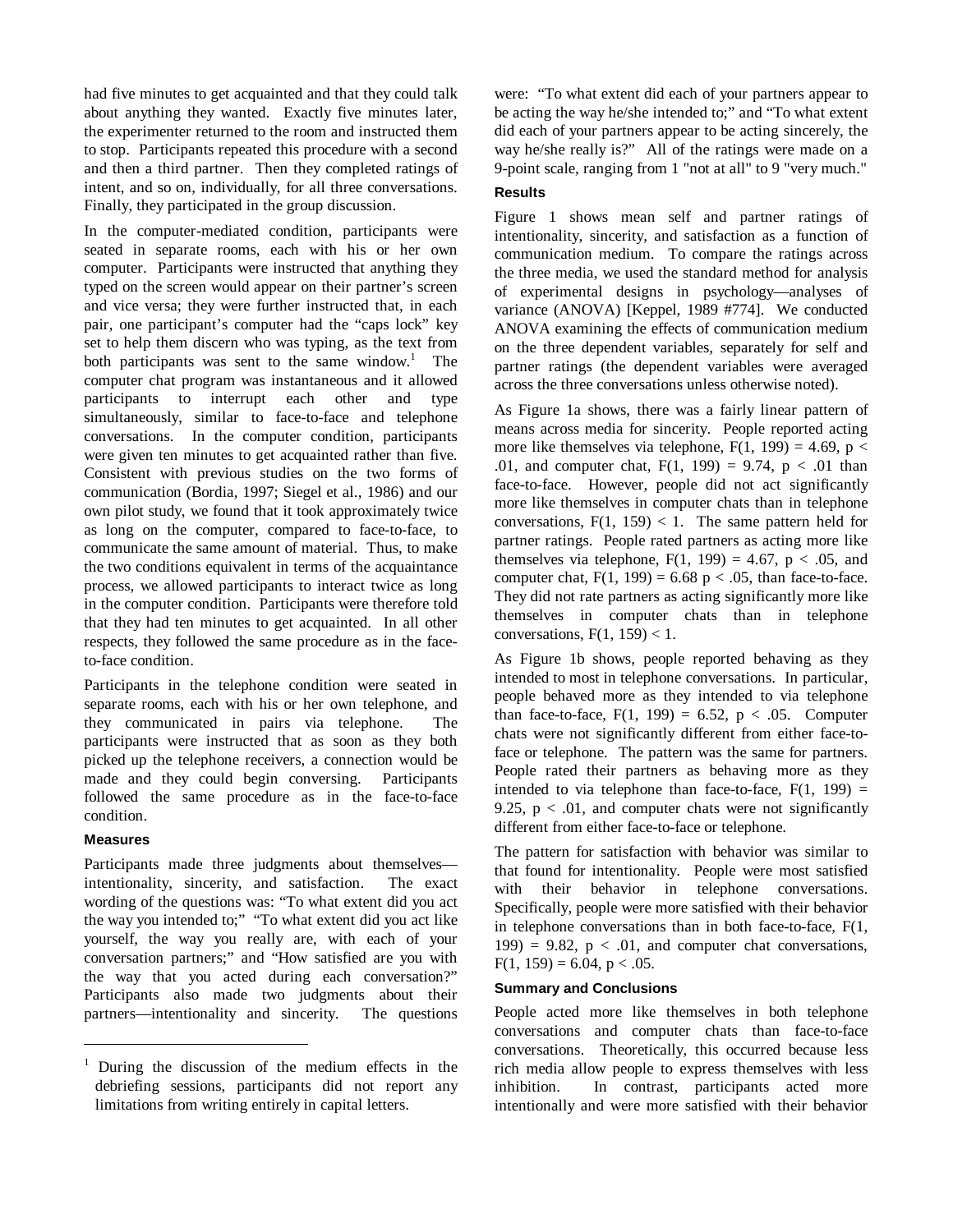had five minutes to get acquainted and that they could talk about anything they wanted. Exactly five minutes later, the experimenter returned to the room and instructed them to stop. Participants repeated this procedure with a second and then a third partner. Then they completed ratings of intent, and so on, individually, for all three conversations. Finally, they participated in the group discussion.

In the computer-mediated condition, participants were seated in separate rooms, each with his or her own computer. Participants were instructed that anything they typed on the screen would appear on their partner's screen and vice versa; they were further instructed that, in each pair, one participant's computer had the "caps lock" key set to help them discern who was typing, as the text from both participants was sent to the same window.[1] The computer chat program was instantaneous and it allowed participants to interrupt each other and type simultaneously, similar to face-to-face and telephone conversations. In the computer condition, participants were given ten minutes to get acquainted rather than five. Consistent with previous studies on the two forms of communication (Bordia, 1997; Siegel et al., 1986) and our own pilot study, we found that it took approximately twice as long on the computer, compared to face-to-face, to communicate the same amount of material. Thus, to make the two conditions equivalent in terms of the acquaintance process, we allowed participants to interact twice as long in the computer condition. Participants were therefore told that they had ten minutes to get acquainted. In all other respects, they followed the same procedure as in the face-to-face condition.

Participants in the telephone condition were seated in separate rooms, each with his or her own telephone, and they communicated in pairs via telephone. The participants were instructed that as soon as they both picked up the telephone receivers, a connection would be made and they could begin conversing. Participants followed the same procedure as in the face-to-face condition.

### Measures

Participants made three judgments about themselves—intentionality, sincerity, and satisfaction. The exact wording of the questions was: "To what extent did you act the way you intended to;" "To what extent did you act like yourself, the way you really are, with each of your conversation partners;" and "How satisfied are you with the way that you acted during each conversation?" Participants also made two judgments about their partners—intentionality and sincerity. The questions were: "To what extent did each of your partners appear to be acting the way he/she intended to;" and "To what extent did each of your partners appear to be acting sincerely, the way he/she really is?" All of the ratings were made on a 9-point scale, ranging from 1 "not at all" to 9 "very much."

### Results

Figure 1 shows mean self and partner ratings of intentionality, sincerity, and satisfaction as a function of communication medium. To compare the ratings across the three media, we used the standard method for analysis of experimental designs in psychology—analyses of variance (ANOVA) [Keppel, 1989 #774]. We conducted ANOVA examining the effects of communication medium on the three dependent variables, separately for self and partner ratings (the dependent variables were averaged across the three conversations unless otherwise noted).

As Figure 1a shows, there was a fairly linear pattern of means across media for sincerity. People reported acting more like themselves via telephone, $F(1, 199) = 4.69$, $p < .01$, and computer chat, $F(1, 199) = 9.74$, $p < .01$ than face-to-face. However, people did not act significantly more like themselves in computer chats than in telephone conversations, $F(1, 159) < 1$. The same pattern held for partner ratings. People rated partners as acting more like themselves via telephone, $F(1, 199) = 4.67$, $p < .05$, and computer chat, $F(1, 199) = 6.68$ $p < .05$, than face-to-face. They did not rate partners as acting significantly more like themselves in computer chats than in telephone conversations, $F(1, 159) < 1$.

As Figure 1b shows, people reported behaving as they intended to most in telephone conversations. In particular, people behaved more as they intended to via telephone than face-to-face, $F(1, 199) = 6.52$, $p < .05$. Computer chats were not significantly different from either face-to-face or telephone. The pattern was the same for partners. People rated their partners as behaving more as they intended to via telephone than face-to-face, $F(1, 199) = 9.25$, $p < .01$, and computer chats were not significantly different from either face-to-face or telephone.

The pattern for satisfaction with behavior was similar to that found for intentionality. People were most satisfied with their behavior in telephone conversations. Specifically, people were more satisfied with their behavior in telephone conversations than in both face-to-face, $F(1, 199) = 9.82$, $p < .01$, and computer chat conversations, $F(1, 159) = 6.04$, $p < .05$.

### Summary and Conclusions

People acted more like themselves in both telephone conversations and computer chats than face-to-face conversations. Theoretically, this occurred because less rich media allow people to express themselves with less inhibition. In contrast, participants acted more intentionally and were more satisfied with their behavior

[1] During the discussion of the medium effects in the debriefing sessions, participants did not report any limitations from writing entirely in capital letters.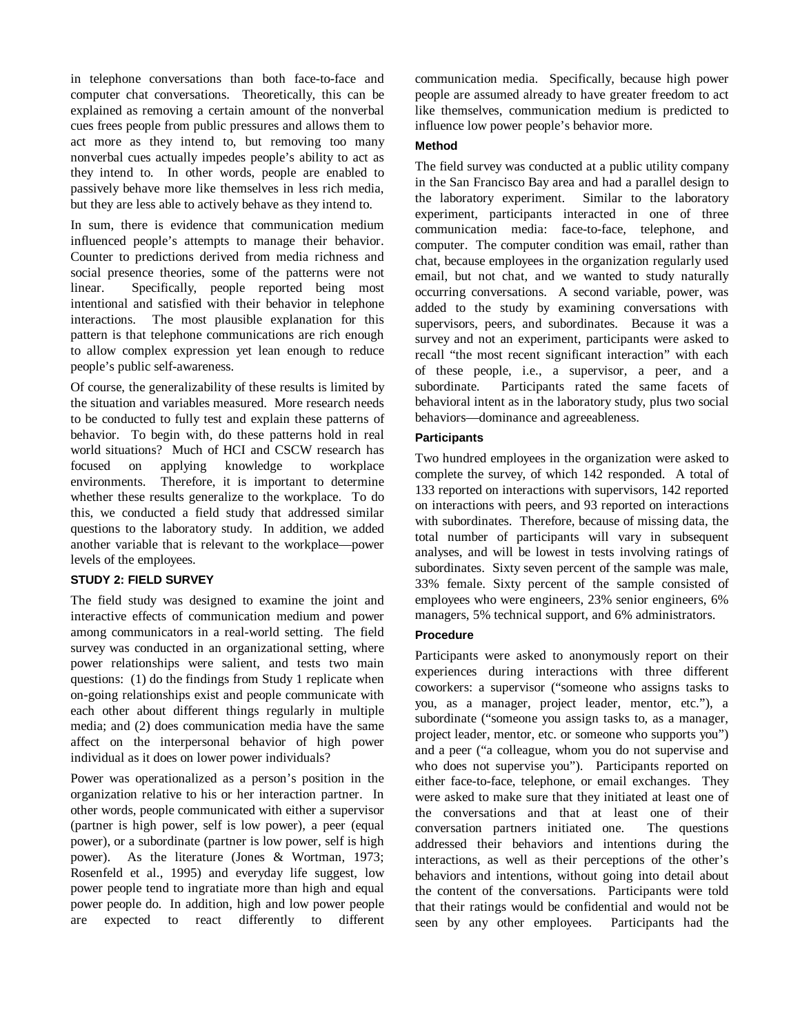in telephone conversations than both face-to-face and computer chat conversations. Theoretically, this can be explained as removing a certain amount of the nonverbal cues frees people from public pressures and allows them to act more as they intend to, but removing too many nonverbal cues actually impedes people's ability to act as they intend to. In other words, people are enabled to passively behave more like themselves in less rich media, but they are less able to actively behave as they intend to.

In sum, there is evidence that communication medium influenced people's attempts to manage their behavior. Counter to predictions derived from media richness and social presence theories, some of the patterns were not linear. Specifically, people reported being most intentional and satisfied with their behavior in telephone interactions. The most plausible explanation for this pattern is that telephone communications are rich enough to allow complex expression yet lean enough to reduce people's public self-awareness.

Of course, the generalizability of these results is limited by the situation and variables measured. More research needs to be conducted to fully test and explain these patterns of behavior. To begin with, do these patterns hold in real world situations? Much of HCI and CSCW research has focused on applying knowledge to workplace environments. Therefore, it is important to determine whether these results generalize to the workplace. To do this, we conducted a field study that addressed similar questions to the laboratory study. In addition, we added another variable that is relevant to the workplace—power levels of the employees.

## STUDY 2: FIELD SURVEY

The field study was designed to examine the joint and interactive effects of communication medium and power among communicators in a real-world setting. The field survey was conducted in an organizational setting, where power relationships were salient, and tests two main questions: (1) do the findings from Study 1 replicate when on-going relationships exist and people communicate with each other about different things regularly in multiple media; and (2) does communication media have the same affect on the interpersonal behavior of high power individual as it does on lower power individuals?

Power was operationalized as a person's position in the organization relative to his or her interaction partner. In other words, people communicated with either a supervisor (partner is high power, self is low power), a peer (equal power), or a subordinate (partner is low power, self is high power). As the literature (Jones & Wortman, 1973; Rosenfeld et al., 1995) and everyday life suggest, low power people tend to ingratiate more than high and equal power people do. In addition, high and low power people are expected to react differently to different communication media. Specifically, because high power people are assumed already to have greater freedom to act like themselves, communication medium is predicted to influence low power people's behavior more.

### Method

The field survey was conducted at a public utility company in the San Francisco Bay area and had a parallel design to the laboratory experiment. Similar to the laboratory experiment, participants interacted in one of three communication media: face-to-face, telephone, and computer. The computer condition was email, rather than chat, because employees in the organization regularly used email, but not chat, and we wanted to study naturally occurring conversations. A second variable, power, was added to the study by examining conversations with supervisors, peers, and subordinates. Because it was a survey and not an experiment, participants were asked to recall "the most recent significant interaction" with each of these people, i.e., a supervisor, a peer, and a subordinate. Participants rated the same facets of behavioral intent as in the laboratory study, plus two social behaviors—dominance and agreeableness.

### Participants

Two hundred employees in the organization were asked to complete the survey, of which 142 responded. A total of 133 reported on interactions with supervisors, 142 reported on interactions with peers, and 93 reported on interactions with subordinates. Therefore, because of missing data, the total number of participants will vary in subsequent analyses, and will be lowest in tests involving ratings of subordinates. Sixty seven percent of the sample was male, 33% female. Sixty percent of the sample consisted of employees who were engineers, 23% senior engineers, 6% managers, 5% technical support, and 6% administrators.

### Procedure

Participants were asked to anonymously report on their experiences during interactions with three different coworkers: a supervisor ("someone who assigns tasks to you, as a manager, project leader, mentor, etc."), a subordinate ("someone you assign tasks to, as a manager, project leader, mentor, etc. or someone who supports you") and a peer ("a colleague, whom you do not supervise and who does not supervise you"). Participants reported on either face-to-face, telephone, or email exchanges. They were asked to make sure that they initiated at least one of the conversations and that at least one of their conversation partners initiated one. The questions addressed their behaviors and intentions during the interactions, as well as their perceptions of the other's behaviors and intentions, without going into detail about the content of the conversations. Participants were told that their ratings would be confidential and would not be seen by any other employees. Participants had the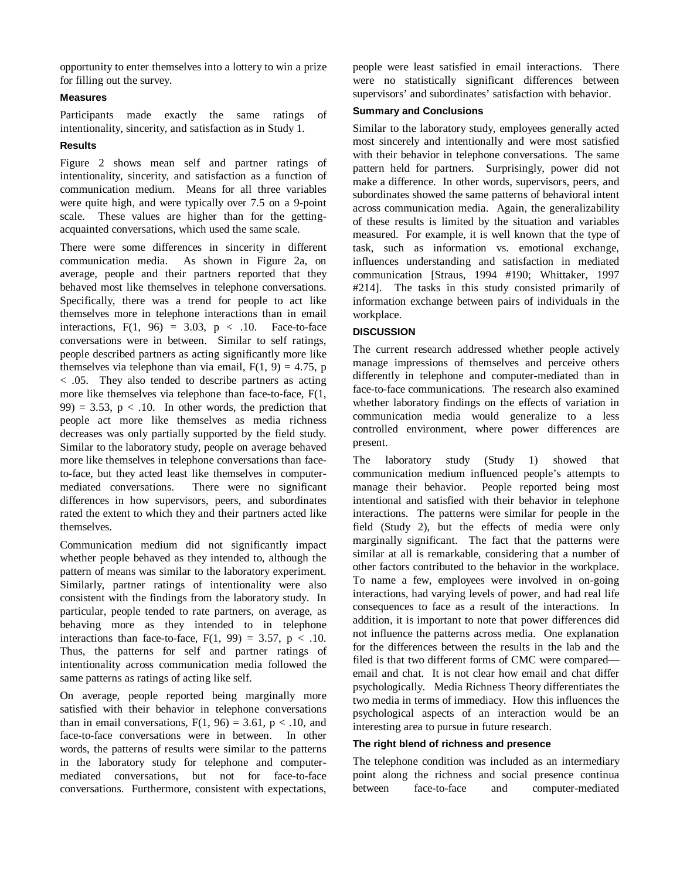opportunity to enter themselves into a lottery to win a prize for filling out the survey.

### Measures

Participants made exactly the same ratings of intentionality, sincerity, and satisfaction as in Study 1.

### Results

Figure 2 shows mean self and partner ratings of intentionality, sincerity, and satisfaction as a function of communication medium. Means for all three variables were quite high, and were typically over 7.5 on a 9-point scale. These values are higher than for the getting-acquainted conversations, which used the same scale.

There were some differences in sincerity in different communication media. As shown in Figure 2a, on average, people and their partners reported that they behaved most like themselves in telephone conversations. Specifically, there was a trend for people to act like themselves more in telephone interactions than in email interactions, $F(1, 96) = 3.03$, $p < .10$. Face-to-face conversations were in between. Similar to self ratings, people described partners as acting significantly more like themselves via telephone than via email, $F(1, 9) = 4.75$, $p < .05$. They also tended to describe partners as acting more like themselves via telephone than face-to-face, $F(1, 99) = 3.53$, $p < .10$. In other words, the prediction that people act more like themselves as media richness decreases was only partially supported by the field study. Similar to the laboratory study, people on average behaved more like themselves in telephone conversations than face-to-face, but they acted least like themselves in computer-mediated conversations. There were no significant differences in how supervisors, peers, and subordinates rated the extent to which they and their partners acted like themselves.

Communication medium did not significantly impact whether people behaved as they intended to, although the pattern of means was similar to the laboratory experiment. Similarly, partner ratings of intentionality were also consistent with the findings from the laboratory study. In particular, people tended to rate partners, on average, as behaving more as they intended to in telephone interactions than face-to-face, $F(1, 99) = 3.57$, $p < .10$. Thus, the patterns for self and partner ratings of intentionality across communication media followed the same patterns as ratings of acting like self.

On average, people reported being marginally more satisfied with their behavior in telephone conversations than in email conversations, $F(1, 96) = 3.61$, $p < .10$, and face-to-face conversations were in between. In other words, the patterns of results were similar to the patterns in the laboratory study for telephone and computer-mediated conversations, but not for face-to-face conversations. Furthermore, consistent with expectations, people were least satisfied in email interactions. There were no statistically significant differences between supervisors' and subordinates' satisfaction with behavior.

### Summary and Conclusions

Similar to the laboratory study, employees generally acted most sincerely and intentionally and were most satisfied with their behavior in telephone conversations. The same pattern held for partners. Surprisingly, power did not make a difference. In other words, supervisors, peers, and subordinates showed the same patterns of behavioral intent across communication media. Again, the generalizability of these results is limited by the situation and variables measured. For example, it is well known that the type of task, such as information vs. emotional exchange, influences understanding and satisfaction in mediated communication [Straus, 1994 #190; Whittaker, 1997 #214]. The tasks in this study consisted primarily of information exchange between pairs of individuals in the workplace.

## DISCUSSION

The current research addressed whether people actively manage impressions of themselves and perceive others differently in telephone and computer-mediated than in face-to-face communications. The research also examined whether laboratory findings on the effects of variation in communication media would generalize to a less controlled environment, where power differences are present.

The laboratory study (Study 1) showed that communication medium influenced people's attempts to manage their behavior. People reported being most intentional and satisfied with their behavior in telephone interactions. The patterns were similar for people in the field (Study 2), but the effects of media were only marginally significant. The fact that the patterns were similar at all is remarkable, considering that a number of other factors contributed to the behavior in the workplace. To name a few, employees were involved in on-going interactions, had varying levels of power, and had real life consequences to face as a result of the interactions. In addition, it is important to note that power differences did not influence the patterns across media. One explanation for the differences between the results in the lab and the filed is that two different forms of CMC were compared—email and chat. It is not clear how email and chat differ psychologically. Media Richness Theory differentiates the two media in terms of immediacy. How this influences the psychological aspects of an interaction would be an interesting area to pursue in future research.

### The right blend of richness and presence

The telephone condition was included as an intermediary point along the richness and social presence continua between face-to-face and computer-mediated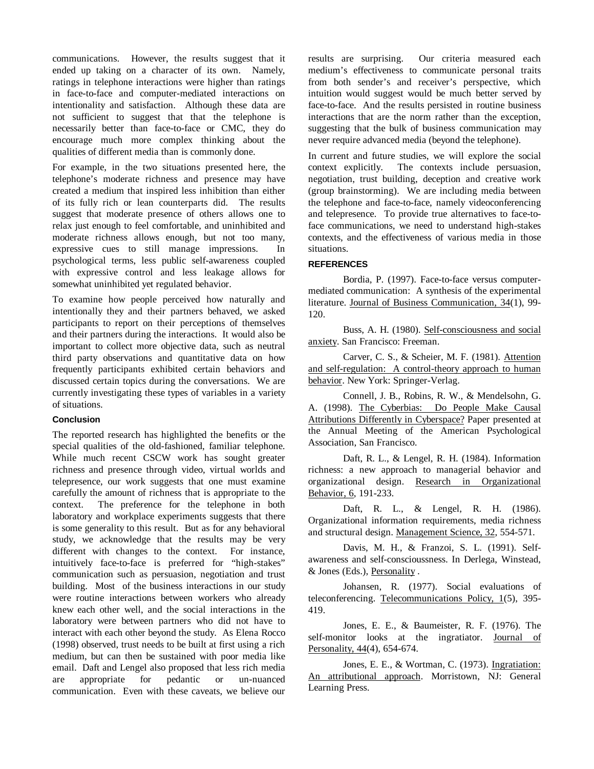communications. However, the results suggest that it ended up taking on a character of its own. Namely, ratings in telephone interactions were higher than ratings in face-to-face and computer-mediated interactions on intentionality and satisfaction. Although these data are not sufficient to suggest that that the telephone is necessarily better than face-to-face or CMC, they do encourage much more complex thinking about the qualities of different media than is commonly done.

For example, in the two situations presented here, the telephone's moderate richness and presence may have created a medium that inspired less inhibition than either of its fully rich or lean counterparts did. The results suggest that moderate presence of others allows one to relax just enough to feel comfortable, and uninhibited and moderate richness allows enough, but not too many, expressive cues to still manage impressions. In psychological terms, less public self-awareness coupled with expressive control and less leakage allows for somewhat uninhibited yet regulated behavior.

To examine how people perceived how naturally and intentionally they and their partners behaved, we asked participants to report on their perceptions of themselves and their partners during the interactions. It would also be important to collect more objective data, such as neutral third party observations and quantitative data on how frequently participants exhibited certain behaviors and discussed certain topics during the conversations. We are currently investigating these types of variables in a variety of situations.

### Conclusion

The reported research has highlighted the benefits or the special qualities of the old-fashioned, familiar telephone. While much recent CSCW work has sought greater richness and presence through video, virtual worlds and telepresence, our work suggests that one must examine carefully the amount of richness that is appropriate to the context. The preference for the telephone in both laboratory and workplace experiments suggests that there is some generality to this result. But as for any behavioral study, we acknowledge that the results may be very different with changes to the context. For instance, intuitively face-to-face is preferred for "high-stakes" communication such as persuasion, negotiation and trust building. Most of the business interactions in our study were routine interactions between workers who already knew each other well, and the social interactions in the laboratory were between partners who did not have to interact with each other beyond the study. As Elena Rocco (1998) observed, trust needs to be built at first using a rich medium, but can then be sustained with poor media like email. Daft and Lengel also proposed that less rich media are appropriate for pedantic or un-nuanced communication. Even with these caveats, we believe our results are surprising. Our criteria measured each medium's effectiveness to communicate personal traits from both sender's and receiver's perspective, which intuition would suggest would be much better served by face-to-face. And the results persisted in routine business interactions that are the norm rather than the exception, suggesting that the bulk of business communication may never require advanced media (beyond the telephone).

In current and future studies, we will explore the social context explicitly. The contexts include persuasion, negotiation, trust building, deception and creative work (group brainstorming). We are including media between the telephone and face-to-face, namely videoconferencing and telepresence. To provide true alternatives to face-to-face communications, we need to understand high-stakes contexts, and the effectiveness of various media in those situations.

## REFERENCES

Bordia, P. (1997). Face-to-face versus computer-mediated communication: A synthesis of the experimental literature. Journal of Business Communication, 34(1), 99-120.

Buss, A. H. (1980). Self-consciousness and social anxiety. San Francisco: Freeman.

Carver, C. S., & Scheier, M. F. (1981). Attention and self-regulation: A control-theory approach to human behavior. New York: Springer-Verlag.

Connell, J. B., Robins, R. W., & Mendelsohn, G. A. (1998). The Cyberbias: Do People Make Causal Attributions Differently in Cyberspace? Paper presented at the Annual Meeting of the American Psychological Association, San Francisco.

Daft, R. L., & Lengel, R. H. (1984). Information richness: a new approach to managerial behavior and organizational design. Research in Organizational Behavior, 6, 191-233.

Daft, R. L., & Lengel, R. H. (1986). Organizational information requirements, media richness and structural design. Management Science, 32, 554-571.

Davis, M. H., & Franzoi, S. L. (1991). Self-awareness and self-consciousness. In Derlega, Winstead, & Jones (Eds.), Personality .

Johansen, R. (1977). Social evaluations of teleconferencing. Telecommunications Policy, 1(5), 395-419.

Jones, E. E., & Baumeister, R. F. (1976). The self-monitor looks at the ingratiator. Journal of Personality, 44(4), 654-674.

Jones, E. E., & Wortman, C. (1973). Ingratiation: An attributional approach. Morristown, NJ: General Learning Press.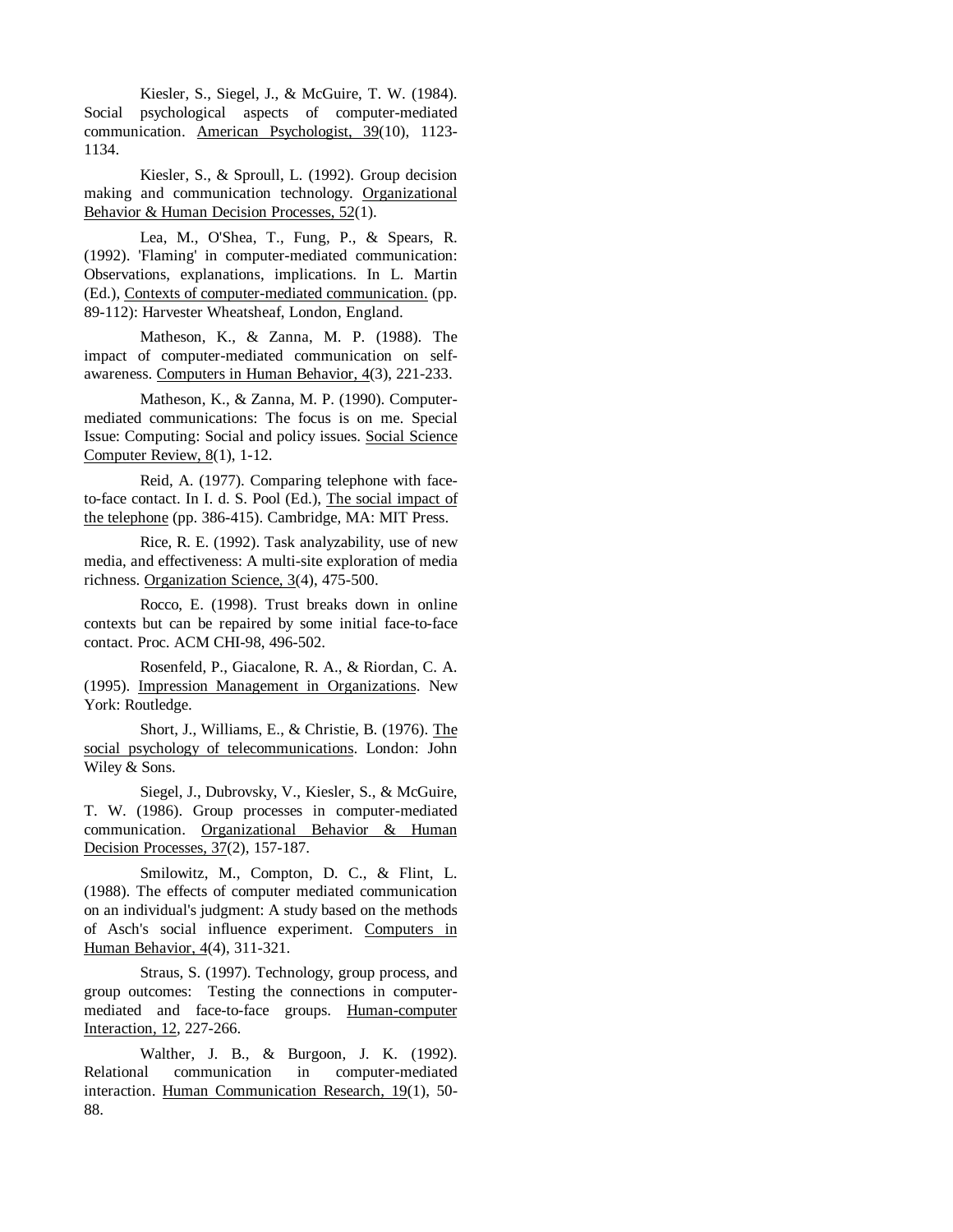Kiesler, S., Siegel, J., & McGuire, T. W. (1984). Social psychological aspects of computer-mediated communication. American Psychologist, 39(10), 1123-1134.

Kiesler, S., & Sproull, L. (1992). Group decision making and communication technology. Organizational Behavior & Human Decision Processes, 52(1).

Lea, M., O'Shea, T., Fung, P., & Spears, R. (1992). 'Flaming' in computer-mediated communication: Observations, explanations, implications. In L. Martin (Ed.), Contexts of computer-mediated communication. (pp. 89-112): Harvester Wheatsheaf, London, England.

Matheson, K., & Zanna, M. P. (1988). The impact of computer-mediated communication on self-awareness. Computers in Human Behavior, 4(3), 221-233.

Matheson, K., & Zanna, M. P. (1990). Computer-mediated communications: The focus is on me. Special Issue: Computing: Social and policy issues. Social Science Computer Review, 8(1), 1-12.

Reid, A. (1977). Comparing telephone with face-to-face contact. In I. d. S. Pool (Ed.), The social impact of the telephone (pp. 386-415). Cambridge, MA: MIT Press.

Rice, R. E. (1992). Task analyzability, use of new media, and effectiveness: A multi-site exploration of media richness. Organization Science, 3(4), 475-500.

Rocco, E. (1998). Trust breaks down in online contexts but can be repaired by some initial face-to-face contact. Proc. ACM CHI-98, 496-502.

Rosenfeld, P., Giacalone, R. A., & Riordan, C. A. (1995). Impression Management in Organizations. New York: Routledge.

Short, J., Williams, E., & Christie, B. (1976). The social psychology of telecommunications. London: John Wiley & Sons.

Siegel, J., Dubrovsky, V., Kiesler, S., & McGuire, T. W. (1986). Group processes in computer-mediated communication. Organizational Behavior & Human Decision Processes, 37(2), 157-187.

Smilowitz, M., Compton, D. C., & Flint, L. (1988). The effects of computer mediated communication on an individual's judgment: A study based on the methods of Asch's social influence experiment. Computers in Human Behavior, 4(4), 311-321.

Straus, S. (1997). Technology, group process, and group outcomes: Testing the connections in computer-mediated and face-to-face groups. Human-computer Interaction, 12, 227-266.

Walther, J. B., & Burgoon, J. K. (1992). Relational communication in computer-mediated interaction. Human Communication Research, 19(1), 50-88.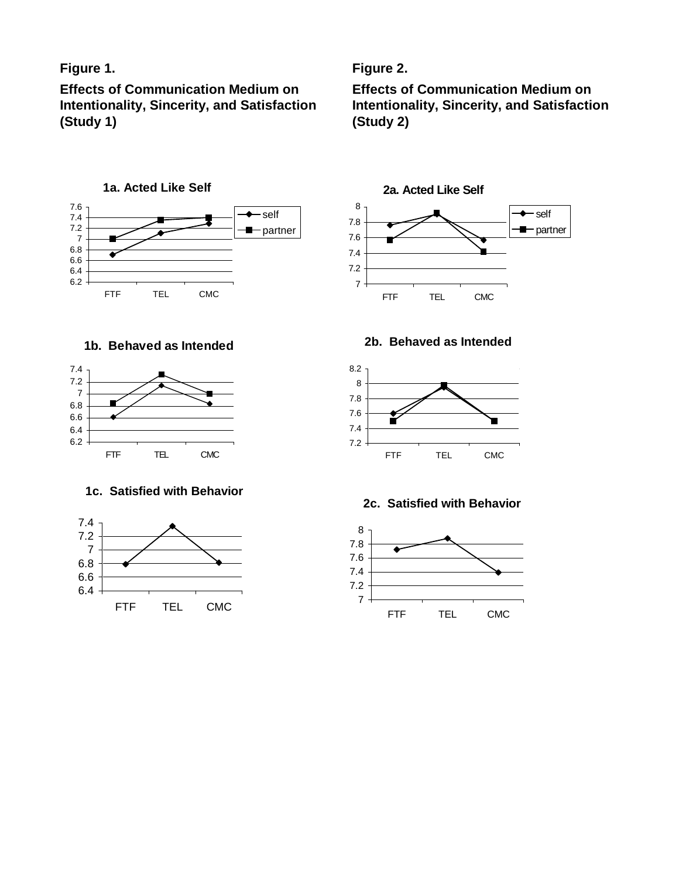**Figure 1.**

**Effects of Communication Medium on Intentionality, Sincerity, and Satisfaction (Study 1)**

**1a. Acted Like Self**

7.6
7.4
7.2
7
6.8
6.6
6.4
6.2

FTF TEL CMC

self
partner

**1b. Behaved as Intended**

7.4
7.2
7
6.8
6.6
6.4
6.2

FTF TEL CMC

**1c. Satisfied with Behavior**

7.4
7.2
7
6.8
6.6
6.4

FTF TEL CMC

**Figure 2.**

**Effects of Communication Medium on Intentionality, Sincerity, and Satisfaction (Study 2)**

**2a. Acted Like Self**

8
7.8
7.6
7.4
7.2
7

FTF TEL CMC

self
partner

**2b. Behaved as Intended**

8.2
8
7.8
7.6
7.4
7.2

FTF TEL CMC

**2c. Satisfied with Behavior**

8
7.8
7.6
7.4
7.2
7

FTF TEL CMC